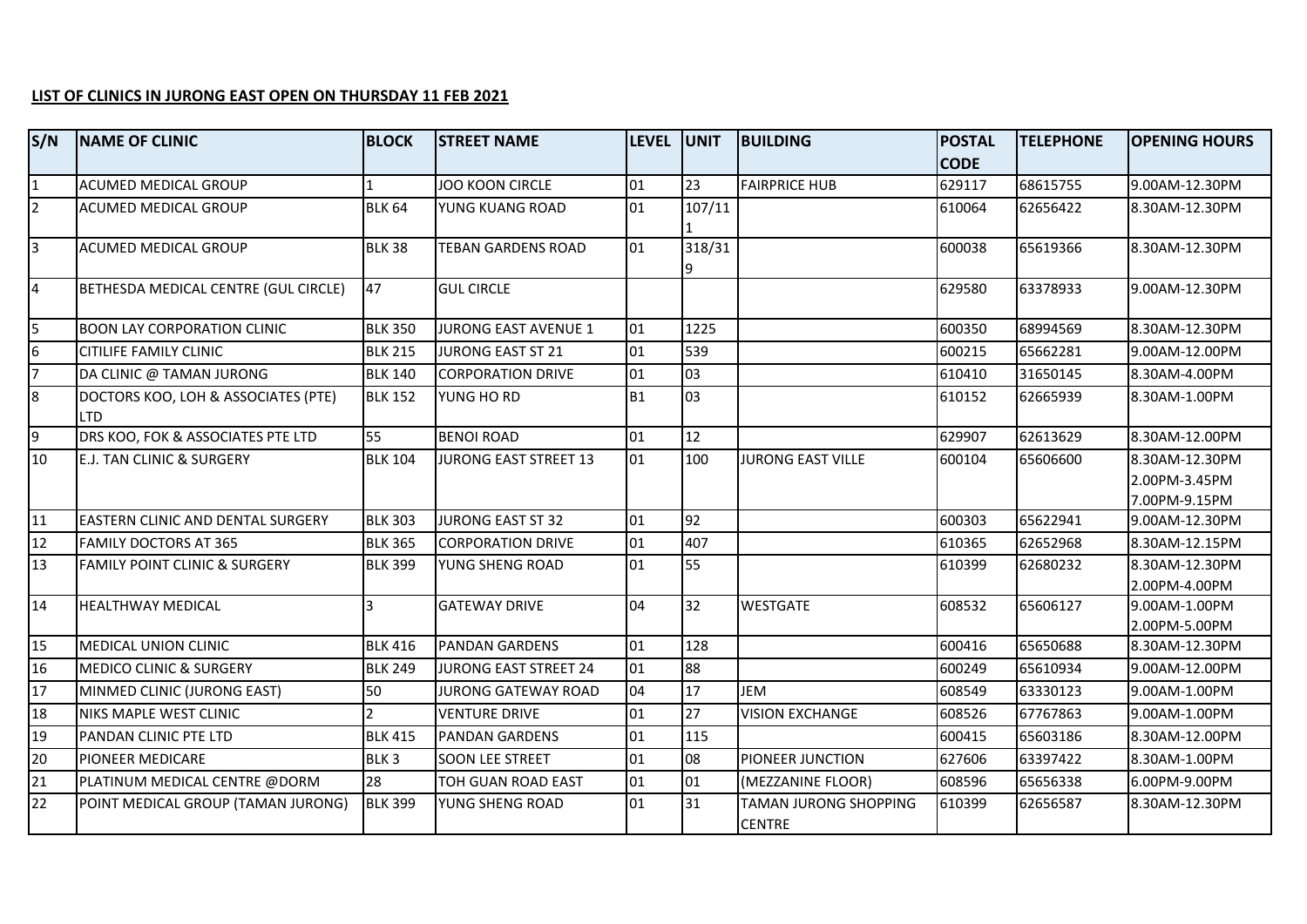**LIST OF CLINICS IN JURONG EAST OPEN ON THURSDAY 11 FEB 2021**

| S/N | NAME OF CLINIC | BLOCK | STREET NAME | LEVEL | UNIT | BUILDING | POSTAL CODE | TELEPHONE | OPENING HOURS |
|---|---|---|---|---|---|---|---|---|---|
| 1 | ACUMED MEDICAL GROUP | 1 | JOO KOON CIRCLE | 01 | 23 | FAIRPRICE HUB | 629117 | 68615755 | 9.00AM-12.30PM |
| 2 | ACUMED MEDICAL GROUP | BLK 64 | YUNG KUANG ROAD | 01 | 107/111 | | 610064 | 62656422 | 8.30AM-12.30PM |
| 3 | ACUMED MEDICAL GROUP | BLK 38 | TEBAN GARDENS ROAD | 01 | 318/319 | | 600038 | 65619366 | 8.30AM-12.30PM |
| 4 | BETHESDA MEDICAL CENTRE (GUL CIRCLE) | 47 | GUL CIRCLE | | | | 629580 | 63378933 | 9.00AM-12.30PM |
| 5 | BOON LAY CORPORATION CLINIC | BLK 350 | JURONG EAST AVENUE 1 | 01 | 1225 | | 600350 | 68994569 | 8.30AM-12.30PM |
| 6 | CITILIFE FAMILY CLINIC | BLK 215 | JURONG EAST ST 21 | 01 | 539 | | 600215 | 65662281 | 9.00AM-12.00PM |
| 7 | DA CLINIC @ TAMAN JURONG | BLK 140 | CORPORATION DRIVE | 01 | 03 | | 610410 | 31650145 | 8.30AM-4.00PM |
| 8 | DOCTORS KOO, LOH & ASSOCIATES (PTE) LTD | BLK 152 | YUNG HO RD | B1 | 03 | | 610152 | 62665939 | 8.30AM-1.00PM |
| 9 | DRS KOO, FOK & ASSOCIATES PTE LTD | 55 | BENOI ROAD | 01 | 12 | | 629907 | 62613629 | 8.30AM-12.00PM |
| 10 | E.J. TAN CLINIC & SURGERY | BLK 104 | JURONG EAST STREET 13 | 01 | 100 | JURONG EAST VILLE | 600104 | 65606600 | 8.30AM-12.30PM 2.00PM-3.45PM 7.00PM-9.15PM |
| 11 | EASTERN CLINIC AND DENTAL SURGERY | BLK 303 | JURONG EAST ST 32 | 01 | 92 | | 600303 | 65622941 | 9.00AM-12.30PM |
| 12 | FAMILY DOCTORS AT 365 | BLK 365 | CORPORATION DRIVE | 01 | 407 | | 610365 | 62652968 | 8.30AM-12.15PM |
| 13 | FAMILY POINT CLINIC & SURGERY | BLK 399 | YUNG SHENG ROAD | 01 | 55 | | 610399 | 62680232 | 8.30AM-12.30PM 2.00PM-4.00PM |
| 14 | HEALTHWAY MEDICAL | 3 | GATEWAY DRIVE | 04 | 32 | WESTGATE | 608532 | 65606127 | 9.00AM-1.00PM 2.00PM-5.00PM |
| 15 | MEDICAL UNION CLINIC | BLK 416 | PANDAN GARDENS | 01 | 128 | | 600416 | 65650688 | 8.30AM-12.30PM |
| 16 | MEDICO CLINIC & SURGERY | BLK 249 | JURONG EAST STREET 24 | 01 | 88 | | 600249 | 65610934 | 9.00AM-12.00PM |
| 17 | MINMED CLINIC (JURONG EAST) | 50 | JURONG GATEWAY ROAD | 04 | 17 | JEM | 608549 | 63330123 | 9.00AM-1.00PM |
| 18 | NIKS MAPLE WEST CLINIC | 2 | VENTURE DRIVE | 01 | 27 | VISION EXCHANGE | 608526 | 67767863 | 9.00AM-1.00PM |
| 19 | PANDAN CLINIC PTE LTD | BLK 415 | PANDAN GARDENS | 01 | 115 | | 600415 | 65603186 | 8.30AM-12.00PM |
| 20 | PIONEER MEDICARE | BLK 3 | SOON LEE STREET | 01 | 08 | PIONEER JUNCTION | 627606 | 63397422 | 8.30AM-1.00PM |
| 21 | PLATINUM MEDICAL CENTRE @DORM | 28 | TOH GUAN ROAD EAST | 01 | 01 | (MEZZANINE FLOOR) | 608596 | 65656338 | 6.00PM-9.00PM |
| 22 | POINT MEDICAL GROUP (TAMAN JURONG) | BLK 399 | YUNG SHENG ROAD | 01 | 31 | TAMAN JURONG SHOPPING CENTRE | 610399 | 62656587 | 8.30AM-12.30PM |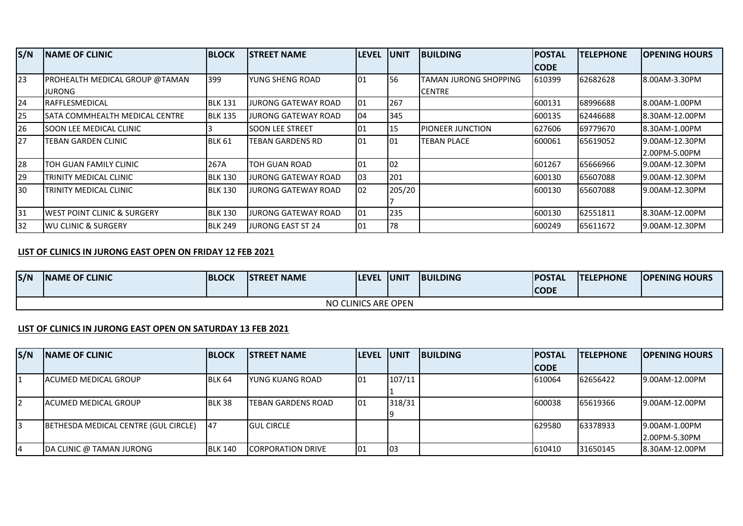| S/N | NAME OF CLINIC | BLOCK | STREET NAME | LEVEL | UNIT | BUILDING | POSTAL CODE | TELEPHONE | OPENING HOURS |
|---|---|---|---|---|---|---|---|---|---|
| 23 | PROHEALTH MEDICAL GROUP @TAMAN JURONG | 399 | YUNG SHENG ROAD | 01 | 56 | TAMAN JURONG SHOPPING CENTRE | 610399 | 62682628 | 8.00AM-3.30PM |
| 24 | RAFFLESMEDICAL | BLK 131 | JURONG GATEWAY ROAD | 01 | 267 | | 600131 | 68996688 | 8.00AM-1.00PM |
| 25 | SATA COMMHEALTH MEDICAL CENTRE | BLK 135 | JURONG GATEWAY ROAD | 04 | 345 | | 600135 | 62446688 | 8.30AM-12.00PM |
| 26 | SOON LEE MEDICAL CLINIC | 3 | SOON LEE STREET | 01 | 15 | PIONEER JUNCTION | 627606 | 69779670 | 8.30AM-1.00PM |
| 27 | TEBAN GARDEN CLINIC | BLK 61 | TEBAN GARDENS RD | 01 | 01 | TEBAN PLACE | 600061 | 65619052 | 9.00AM-12.30PM<br>2.00PM-5.00PM |
| 28 | TOH GUAN FAMILY CLINIC | 267A | TOH GUAN ROAD | 01 | 02 | | 601267 | 65666966 | 9.00AM-12.30PM |
| 29 | TRINITY MEDICAL CLINIC | BLK 130 | JURONG GATEWAY ROAD | 03 | 201 | | 600130 | 65607088 | 9.00AM-12.30PM |
| 30 | TRINITY MEDICAL CLINIC | BLK 130 | JURONG GATEWAY ROAD | 02 | 205/207 | | 600130 | 65607088 | 9.00AM-12.30PM |
| 31 | WEST POINT CLINIC & SURGERY | BLK 130 | JURONG GATEWAY ROAD | 01 | 235 | | 600130 | 62551811 | 8.30AM-12.00PM |
| 32 | WU CLINIC & SURGERY | BLK 249 | JURONG EAST ST 24 | 01 | 78 | | 600249 | 65611672 | 9.00AM-12.30PM |

**LIST OF CLINICS IN JURONG EAST OPEN ON FRIDAY 12 FEB 2021**

| S/N | NAME OF CLINIC | BLOCK | STREET NAME | LEVEL | UNIT | BUILDING | POSTAL CODE | TELEPHONE | OPENING HOURS |
|---|---|---|---|---|---|---|---|---|---|
| NO CLINICS ARE OPEN | | | | | | | | | |

**LIST OF CLINICS IN JURONG EAST OPEN ON SATURDAY 13 FEB 2021**

| S/N | NAME OF CLINIC | BLOCK | STREET NAME | LEVEL | UNIT | BUILDING | POSTAL CODE | TELEPHONE | OPENING HOURS |
|---|---|---|---|---|---|---|---|---|---|
| 1 | ACUMED MEDICAL GROUP | BLK 64 | YUNG KUANG ROAD | 01 | 107/111 | | 610064 | 62656422 | 9.00AM-12.00PM |
| 2 | ACUMED MEDICAL GROUP | BLK 38 | TEBAN GARDENS ROAD | 01 | 318/319 | | 600038 | 65619366 | 9.00AM-12.00PM |
| 3 | BETHESDA MEDICAL CENTRE (GUL CIRCLE) | 47 | GUL CIRCLE | | | | 629580 | 63378933 | 9.00AM-1.00PM<br>2.00PM-5.30PM |
| 4 | DA CLINIC @ TAMAN JURONG | BLK 140 | CORPORATION DRIVE | 01 | 03 | | 610410 | 31650145 | 8.30AM-12.00PM |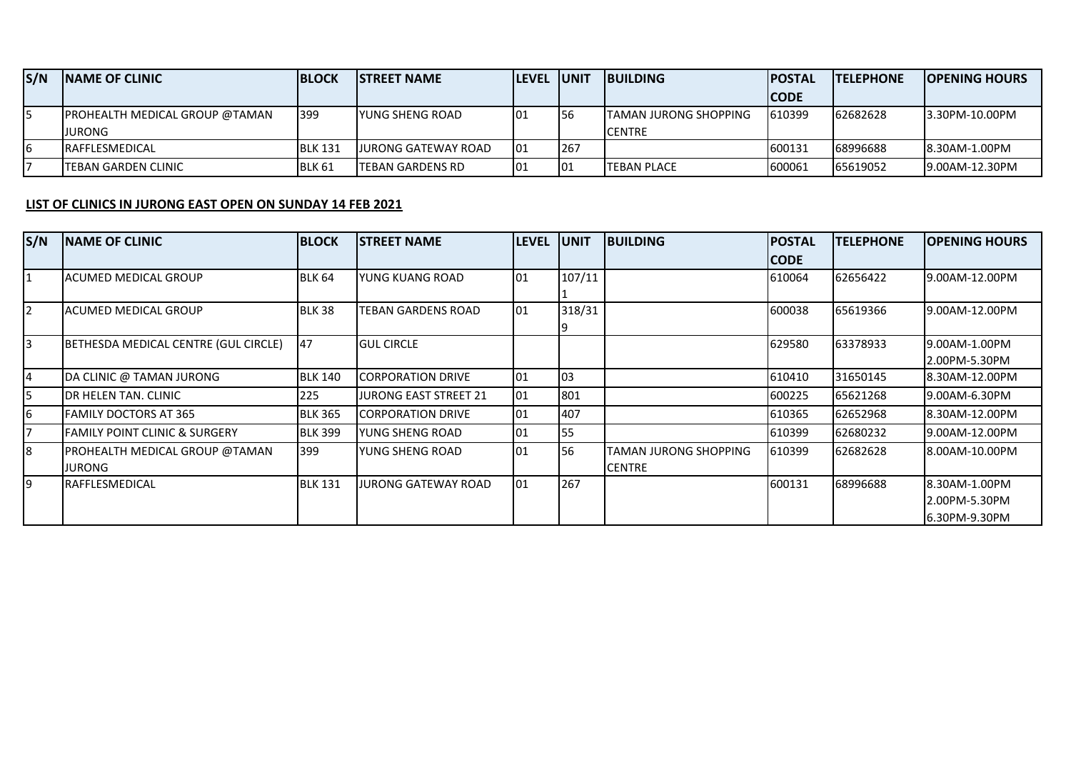| S/N | NAME OF CLINIC | BLOCK | STREET NAME | LEVEL | UNIT | BUILDING | POSTAL CODE | TELEPHONE | OPENING HOURS |
| --- | --- | --- | --- | --- | --- | --- | --- | --- | --- |
| 5 | PROHEALTH MEDICAL GROUP @TAMAN JURONG | 399 | YUNG SHENG ROAD | 01 | 56 | TAMAN JURONG SHOPPING CENTRE | 610399 | 62682628 | 3.30PM-10.00PM |
| 6 | RAFFLESMEDICAL | BLK 131 | JURONG GATEWAY ROAD | 01 | 267 | | 600131 | 68996688 | 8.30AM-1.00PM |
| 7 | TEBAN GARDEN CLINIC | BLK 61 | TEBAN GARDENS RD | 01 | 01 | TEBAN PLACE | 600061 | 65619052 | 9.00AM-12.30PM |

**LIST OF CLINICS IN JURONG EAST OPEN ON SUNDAY 14 FEB 2021**

| S/N | NAME OF CLINIC | BLOCK | STREET NAME | LEVEL | UNIT | BUILDING | POSTAL CODE | TELEPHONE | OPENING HOURS |
| --- | --- | --- | --- | --- | --- | --- | --- | --- | --- |
| 1 | ACUMED MEDICAL GROUP | BLK 64 | YUNG KUANG ROAD | 01 | 107/111 | | 610064 | 62656422 | 9.00AM-12.00PM |
| 2 | ACUMED MEDICAL GROUP | BLK 38 | TEBAN GARDENS ROAD | 01 | 318/319 | | 600038 | 65619366 | 9.00AM-12.00PM |
| 3 | BETHESDA MEDICAL CENTRE (GUL CIRCLE) | 47 | GUL CIRCLE | | | | 629580 | 63378933 | 9.00AM-1.00PM 2.00PM-5.30PM |
| 4 | DA CLINIC @ TAMAN JURONG | BLK 140 | CORPORATION DRIVE | 01 | 03 | | 610410 | 31650145 | 8.30AM-12.00PM |
| 5 | DR HELEN TAN. CLINIC | 225 | JURONG EAST STREET 21 | 01 | 801 | | 600225 | 65621268 | 9.00AM-6.30PM |
| 6 | FAMILY DOCTORS AT 365 | BLK 365 | CORPORATION DRIVE | 01 | 407 | | 610365 | 62652968 | 8.30AM-12.00PM |
| 7 | FAMILY POINT CLINIC & SURGERY | BLK 399 | YUNG SHENG ROAD | 01 | 55 | | 610399 | 62680232 | 9.00AM-12.00PM |
| 8 | PROHEALTH MEDICAL GROUP @TAMAN JURONG | 399 | YUNG SHENG ROAD | 01 | 56 | TAMAN JURONG SHOPPING CENTRE | 610399 | 62682628 | 8.00AM-10.00PM |
| 9 | RAFFLESMEDICAL | BLK 131 | JURONG GATEWAY ROAD | 01 | 267 | | 600131 | 68996688 | 8.30AM-1.00PM 2.00PM-5.30PM 6.30PM-9.30PM |